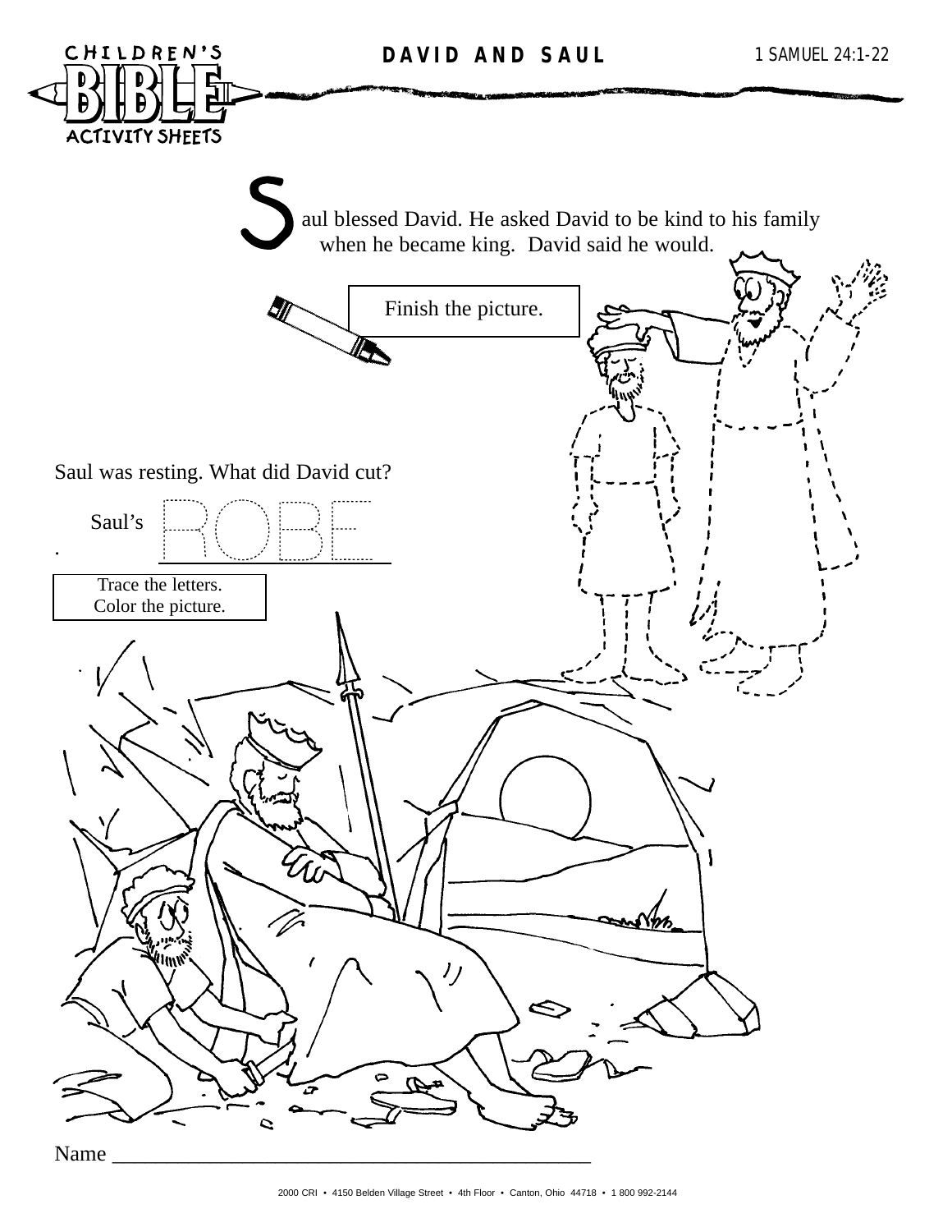# DAVID AND SAUL

1 SAMUEL 24:1-22

Saul blessed David. He asked David to be kind to his family when he became king. David said he would.

Finish the picture.

Saul was resting. What did David cut?

Saul's ROBE

Trace the letters.
Color the picture.

Name ____________________________________________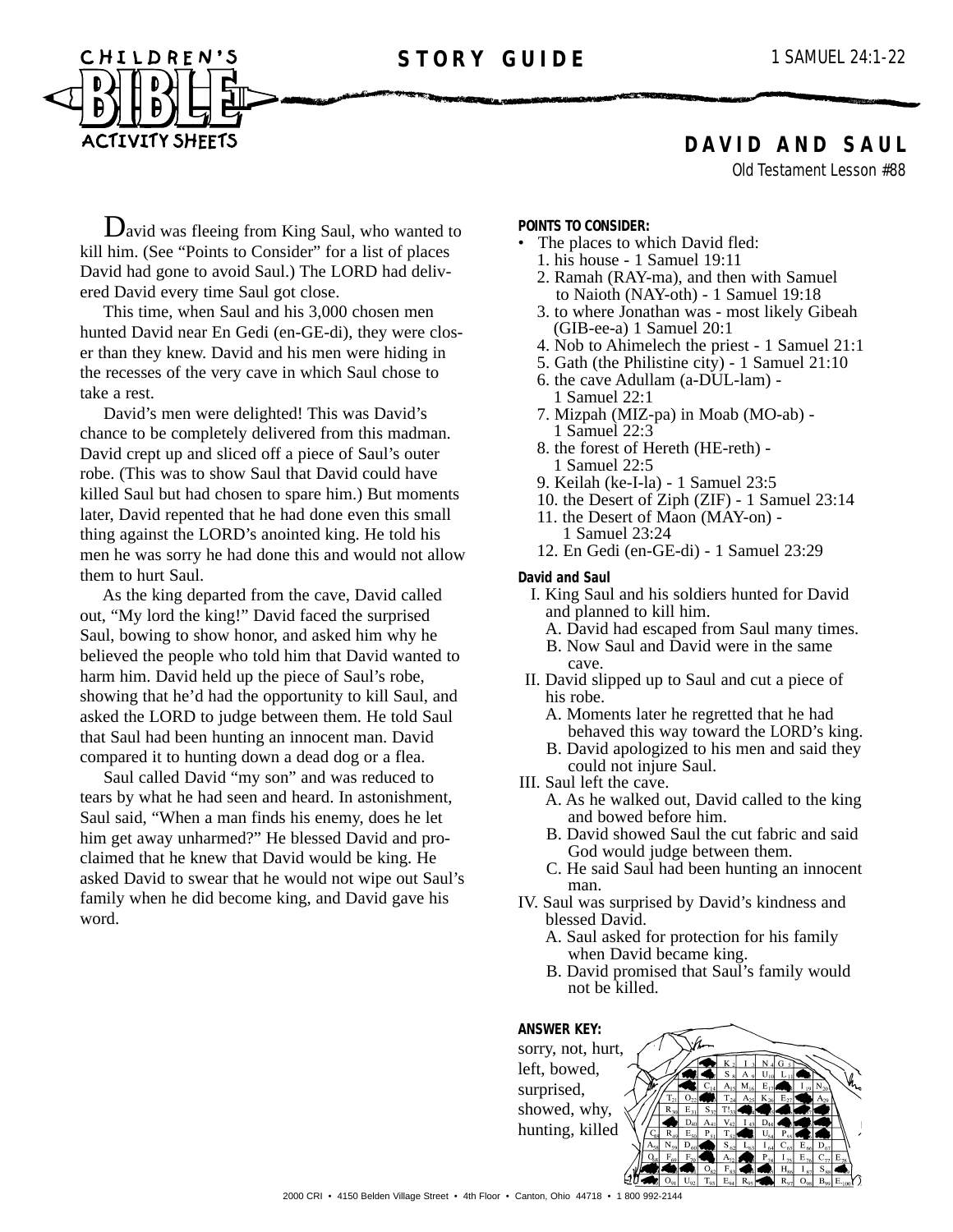**STORY GUIDE** 1 SAMUEL 24:1-22

# DAVID AND SAUL

Old Testament Lesson #88

David was fleeing from King Saul, who wanted to kill him. (See "Points to Consider" for a list of places David had gone to avoid Saul.) The LORD had delivered David every time Saul got close.

This time, when Saul and his 3,000 chosen men hunted David near En Gedi (en-GE-di), they were closer than they knew. David and his men were hiding in the recesses of the very cave in which Saul chose to take a rest.

David's men were delighted! This was David's chance to be completely delivered from this madman. David crept up and sliced off a piece of Saul's outer robe. (This was to show Saul that David could have killed Saul but had chosen to spare him.) But moments later, David repented that he had done even this small thing against the LORD's anointed king. He told his men he was sorry he had done this and would not allow them to hurt Saul.

As the king departed from the cave, David called out, "My lord the king!" David faced the surprised Saul, bowing to show honor, and asked him why he believed the people who told him that David wanted to harm him. David held up the piece of Saul's robe, showing that he'd had the opportunity to kill Saul, and asked the LORD to judge between them. He told Saul that Saul had been hunting an innocent man. David compared it to hunting down a dead dog or a flea.

Saul called David "my son" and was reduced to tears by what he had seen and heard. In astonishment, Saul said, "When a man finds his enemy, does he let him get away unharmed?" He blessed David and proclaimed that he knew that David would be king. He asked David to swear that he would not wipe out Saul's family when he did become king, and David gave his word.

**POINTS TO CONSIDER:**

- The places to which David fled:
  1. his house - 1 Samuel 19:11
  2. Ramah (RAY-ma), and then with Samuel to Naioth (NAY-oth) - 1 Samuel 19:18
  3. to where Jonathan was - most likely Gibeah (GIB-ee-a) 1 Samuel 20:1
  4. Nob to Ahimelech the priest - 1 Samuel 21:1
  5. Gath (the Philistine city) - 1 Samuel 21:10
  6. the cave Adullam (a-DUL-lam) - 1 Samuel 22:1
  7. Mizpah (MIZ-pa) in Moab (MO-ab) - 1 Samuel 22:3
  8. the forest of Hereth (HE-reth) - 1 Samuel 22:5
  9. Keilah (ke-I-la) - 1 Samuel 23:5
  10. the Desert of Ziph (ZIF) - 1 Samuel 23:14
  11. the Desert of Maon (MAY-on) - 1 Samuel 23:24
  12. En Gedi (en-GE-di) - 1 Samuel 23:29

**David and Saul**

I. King Saul and his soldiers hunted for David and planned to kill him.
   A. David had escaped from Saul many times.
   B. Now Saul and David were in the same cave.

II. David slipped up to Saul and cut a piece of his robe.
   A. Moments later he regretted that he had behaved this way toward the LORD's king.
   B. David apologized to his men and said they could not injure Saul.

III. Saul left the cave.
   A. As he walked out, David called to the king and bowed before him.
   B. David showed Saul the cut fabric and said God would judge between them.
   C. He said Saul had been hunting an innocent man.

IV. Saul was surprised by David's kindness and blessed David.
   A. Saul asked for protection for his family when David became king.
   B. David promised that Saul's family would not be killed.

**ANSWER KEY:**

sorry, not, hurt, left, bowed, surprised, showed, why, hunting, killed